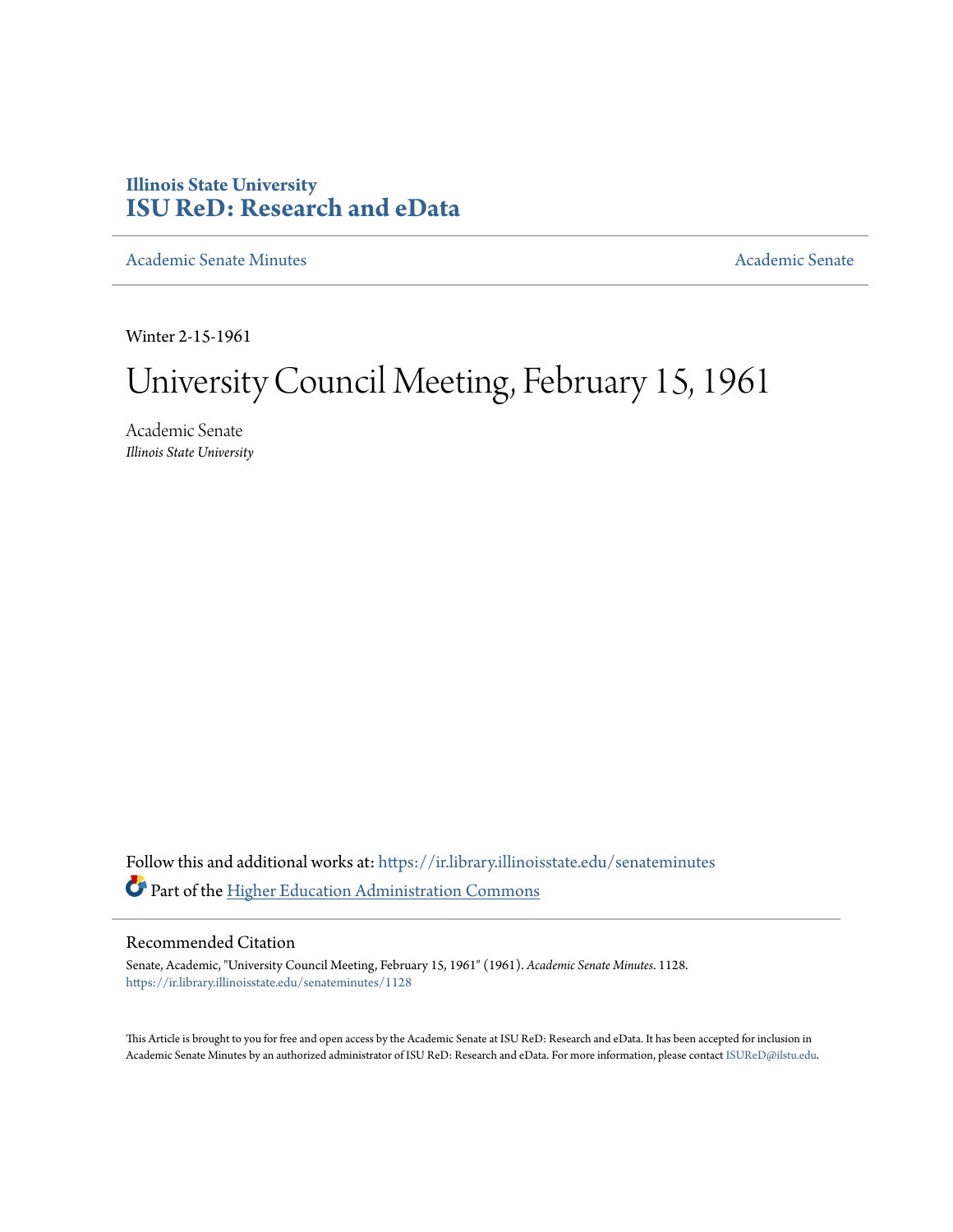Illinois State University
**ISU ReD: Research and eData**

Academic Senate Minutes | Academic Senate

Winter 2-15-1961

# University Council Meeting, February 15, 1961

Academic Senate
*Illinois State University*

Follow this and additional works at: https://ir.library.illinoisstate.edu/senateminutes

Part of the Higher Education Administration Commons

## Recommended Citation

Senate, Academic, "University Council Meeting, February 15, 1961" (1961). *Academic Senate Minutes*. 1128.
https://ir.library.illinoisstate.edu/senateminutes/1128

This Article is brought to you for free and open access by the Academic Senate at ISU ReD: Research and eData. It has been accepted for inclusion in Academic Senate Minutes by an authorized administrator of ISU ReD: Research and eData. For more information, please contact ISUReD@ilstu.edu.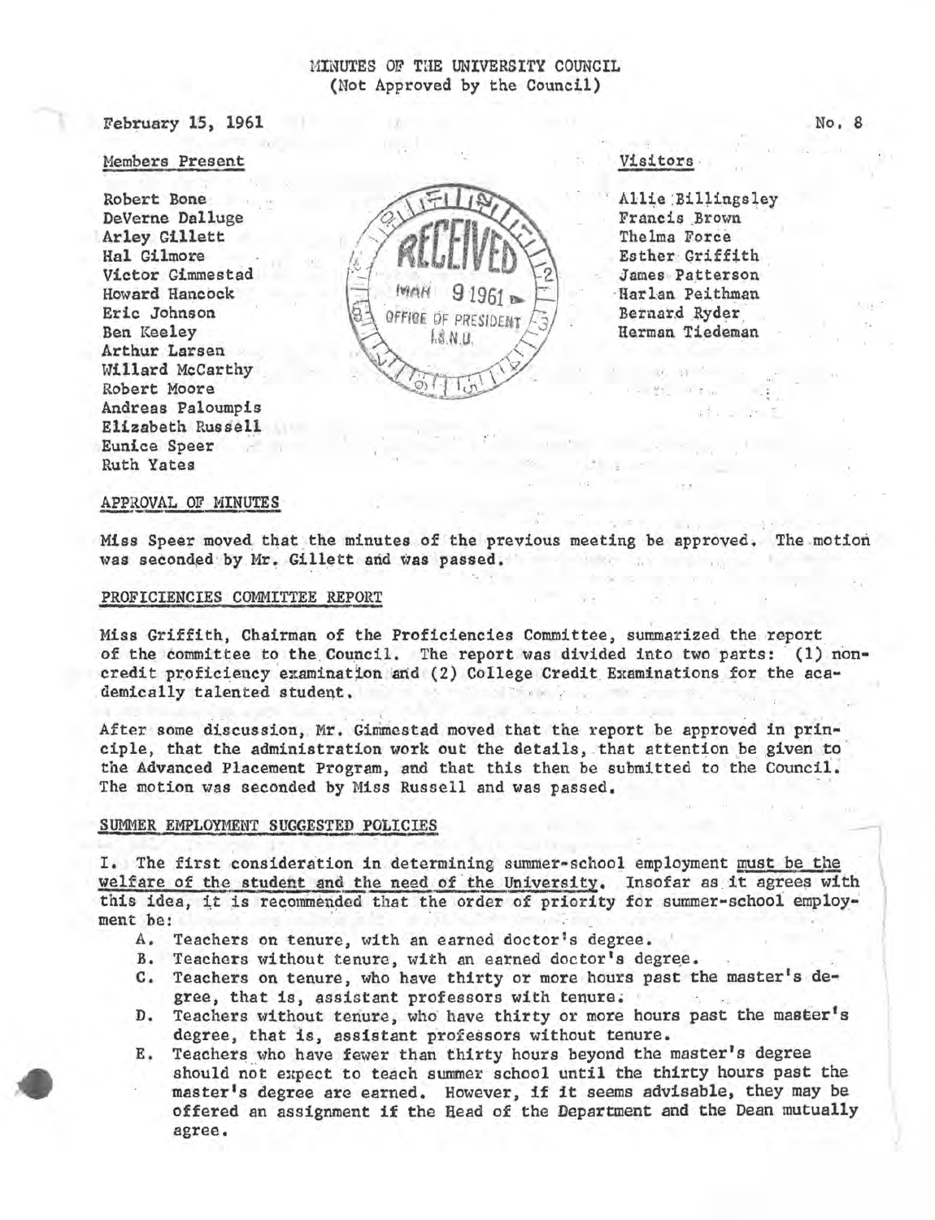# MINUTES OF THE UNIVERSITY COUNCIL
(Not Approved by the Council)

February 15, 1961 No. 8

**Members Present**

Robert Bone
DeVerne Dalluge
Arley Gillett
Hal Gilmore
Victor Gimmestad
Howard Hancock
Eric Johnson
Ben Keeley
Arthur Larsen
Willard McCarthy
Robert Moore
Andreas Paloumpis
Elizabeth Russell
Eunice Speer
Ruth Yates

**Visitors**

Allie Billingsley
Francis Brown
Thelma Force
Esther Griffith
James Patterson
Harlan Peithman
Bernard Ryder
Herman Tiedeman

RECEIVED
MAR 9 1961
OFFICE OF PRESIDENT
I.S.N.U.

## APPROVAL OF MINUTES

Miss Speer moved that the minutes of the previous meeting be approved. The motion was seconded by Mr. Gillett and was passed.

## PROFICIENCIES COMMITTEE REPORT

Miss Griffith, Chairman of the Proficiencies Committee, summarized the report of the committee to the Council. The report was divided into two parts: (1) non-credit proficiency examination and (2) College Credit Examinations for the academically talented student.

After some discussion, Mr. Gimmestad moved that the report be approved in principle, that the administration work out the details, that attention be given to the Advanced Placement Program, and that this then be submitted to the Council. The motion was seconded by Miss Russell and was passed.

## SUMMER EMPLOYMENT SUGGESTED POLICIES

I. The first consideration in determining summer-school employment <u>must be the welfare of the student and the need of the University</u>. Insofar as it agrees with this idea, it is recommended that the order of priority for summer-school employment be:

A. Teachers on tenure, with an earned doctor's degree.
B. Teachers without tenure, with an earned doctor's degree.
C. Teachers on tenure, who have thirty or more hours past the master's degree, that is, assistant professors with tenure.
D. Teachers without tenure, who have thirty or more hours past the master's degree, that is, assistant professors without tenure.
E. Teachers who have fewer than thirty hours beyond the master's degree should not expect to teach summer school until the thirty hours past the master's degree are earned. However, if it seems advisable, they may be offered an assignment if the Head of the Department and the Dean mutually agree.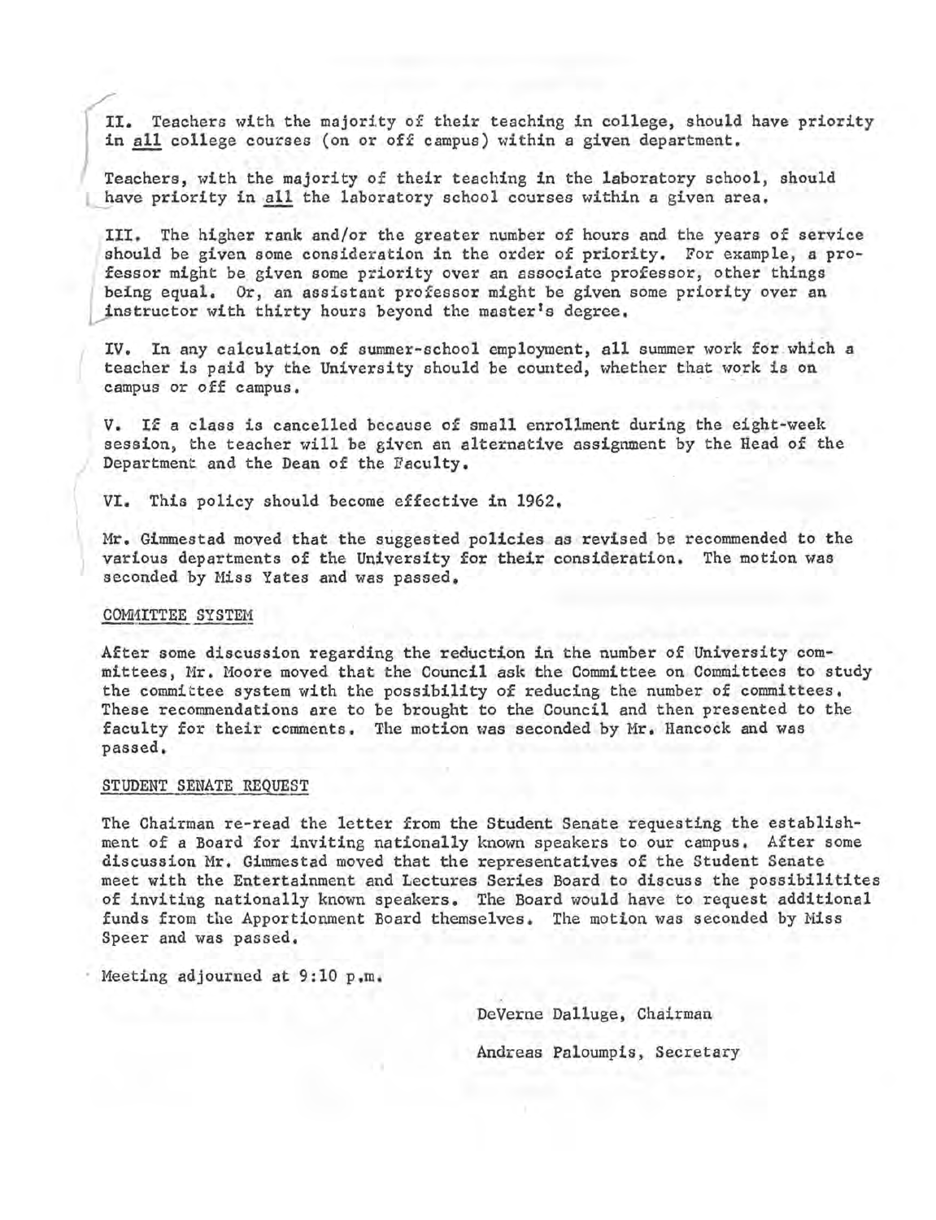II. Teachers with the majority of their teaching in college, should have priority in <u>all</u> college courses (on or off campus) within a given department.

Teachers, with the majority of their teaching in the laboratory school, should have priority in <u>all</u> the laboratory school courses within a given area.

III. The higher rank and/or the greater number of hours and the years of service should be given some consideration in the order of priority. For example, a professor might be given some priority over an associate professor, other things being equal. Or, an assistant professor might be given some priority over an instructor with thirty hours beyond the master's degree.

IV. In any calculation of summer-school employment, all summer work for which a teacher is paid by the University should be counted, whether that work is on campus or off campus.

V. If a class is cancelled because of small enrollment during the eight-week session, the teacher will be given an alternative assignment by the Head of the Department and the Dean of the Faculty.

VI. This policy should become effective in 1962.

Mr. Gimmestad moved that the suggested policies as revised be recommended to the various departments of the University for their consideration. The motion was seconded by Miss Yates and was passed.

<u>COMMITTEE SYSTEM</u>

After some discussion regarding the reduction in the number of University committees, Mr. Moore moved that the Council ask the Committee on Committees to study the committee system with the possibility of reducing the number of committees. These recommendations are to be brought to the Council and then presented to the faculty for their comments. The motion was seconded by Mr. Hancock and was passed.

<u>STUDENT SENATE REQUEST</u>

The Chairman re-read the letter from the Student Senate requesting the establishment of a Board for inviting nationally known speakers to our campus. After some discussion Mr. Gimmestad moved that the representatives of the Student Senate meet with the Entertainment and Lectures Series Board to discuss the possibilitites of inviting nationally known speakers. The Board would have to request additional funds from the Apportionment Board themselves. The motion was seconded by Miss Speer and was passed.

Meeting adjourned at 9:10 p.m.

DeVerne Dalluge, Chairman

Andreas Paloumpis, Secretary